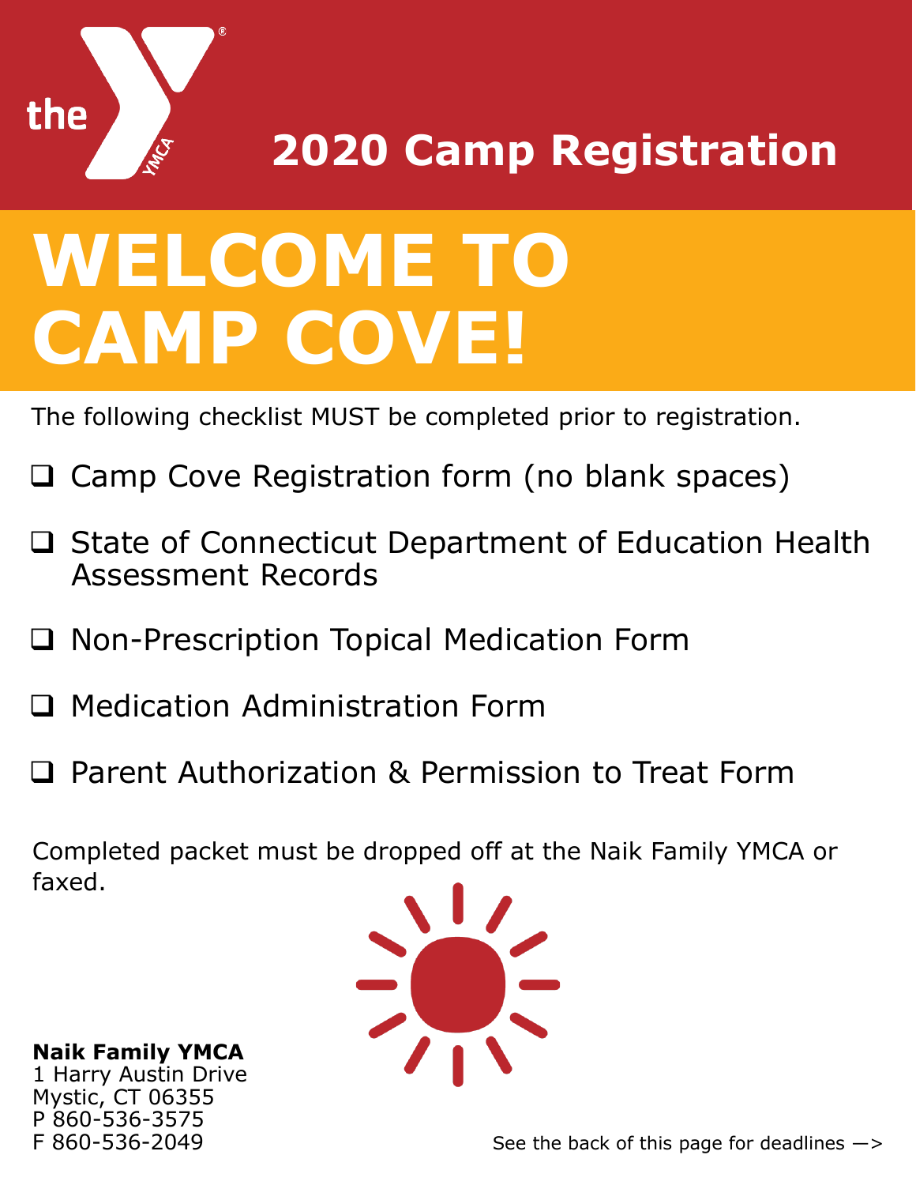# 2020 Camp Registration

# WELCOME TO CAMP COVE!

The following checklist MUST be completed prior to registration.

- ☐ Camp Cove Registration form (no blank spaces)
- ☐ State of Connecticut Department of Education Health Assessment Records
- ☐ Non-Prescription Topical Medication Form
- ☐ Medication Administration Form
- ☐ Parent Authorization & Permission to Treat Form

Completed packet must be dropped off at the Naik Family YMCA or faxed.

**Naik Family YMCA**
1 Harry Austin Drive
Mystic, CT 06355
P 860-536-3575
F 860-536-2049

See the back of this page for deadlines —>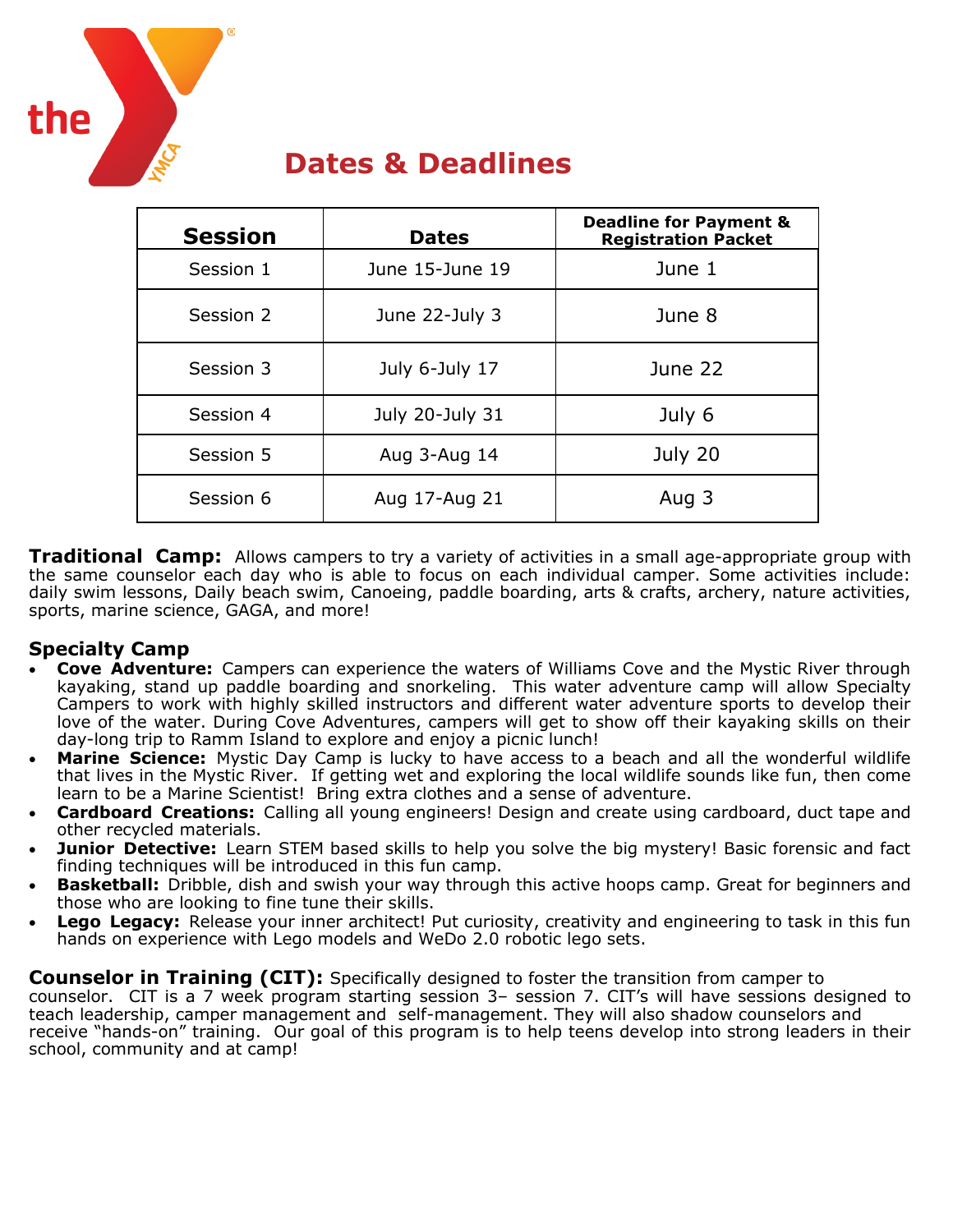# Dates & Deadlines

| Session | Dates | Deadline for Payment & Registration Packet |
|---|---|---|
| Session 1 | June 15-June 19 | June 1 |
| Session 2 | June 22-July 3 | June 8 |
| Session 3 | July 6-July 17 | June 22 |
| Session 4 | July 20-July 31 | July 6 |
| Session 5 | Aug 3-Aug 14 | July 20 |
| Session 6 | Aug 17-Aug 21 | Aug 3 |

**Traditional Camp:** Allows campers to try a variety of activities in a small age-appropriate group with the same counselor each day who is able to focus on each individual camper. Some activities include: daily swim lessons, Daily beach swim, Canoeing, paddle boarding, arts & crafts, archery, nature activities, sports, marine science, GAGA, and more!

## Specialty Camp

- **Cove Adventure:** Campers can experience the waters of Williams Cove and the Mystic River through kayaking, stand up paddle boarding and snorkeling. This water adventure camp will allow Specialty Campers to work with highly skilled instructors and different water adventure sports to develop their love of the water. During Cove Adventures, campers will get to show off their kayaking skills on their day-long trip to Ramm Island to explore and enjoy a picnic lunch!
- **Marine Science:** Mystic Day Camp is lucky to have access to a beach and all the wonderful wildlife that lives in the Mystic River. If getting wet and exploring the local wildlife sounds like fun, then come learn to be a Marine Scientist! Bring extra clothes and a sense of adventure.
- **Cardboard Creations:** Calling all young engineers! Design and create using cardboard, duct tape and other recycled materials.
- **Junior Detective:** Learn STEM based skills to help you solve the big mystery! Basic forensic and fact finding techniques will be introduced in this fun camp.
- **Basketball:** Dribble, dish and swish your way through this active hoops camp. Great for beginners and those who are looking to fine tune their skills.
- **Lego Legacy:** Release your inner architect! Put curiosity, creativity and engineering to task in this fun hands on experience with Lego models and WeDo 2.0 robotic lego sets.

**Counselor in Training (CIT):** Specifically designed to foster the transition from camper to counselor. CIT is a 7 week program starting session 3– session 7. CIT's will have sessions designed to teach leadership, camper management and self-management. They will also shadow counselors and receive "hands-on" training. Our goal of this program is to help teens develop into strong leaders in their school, community and at camp!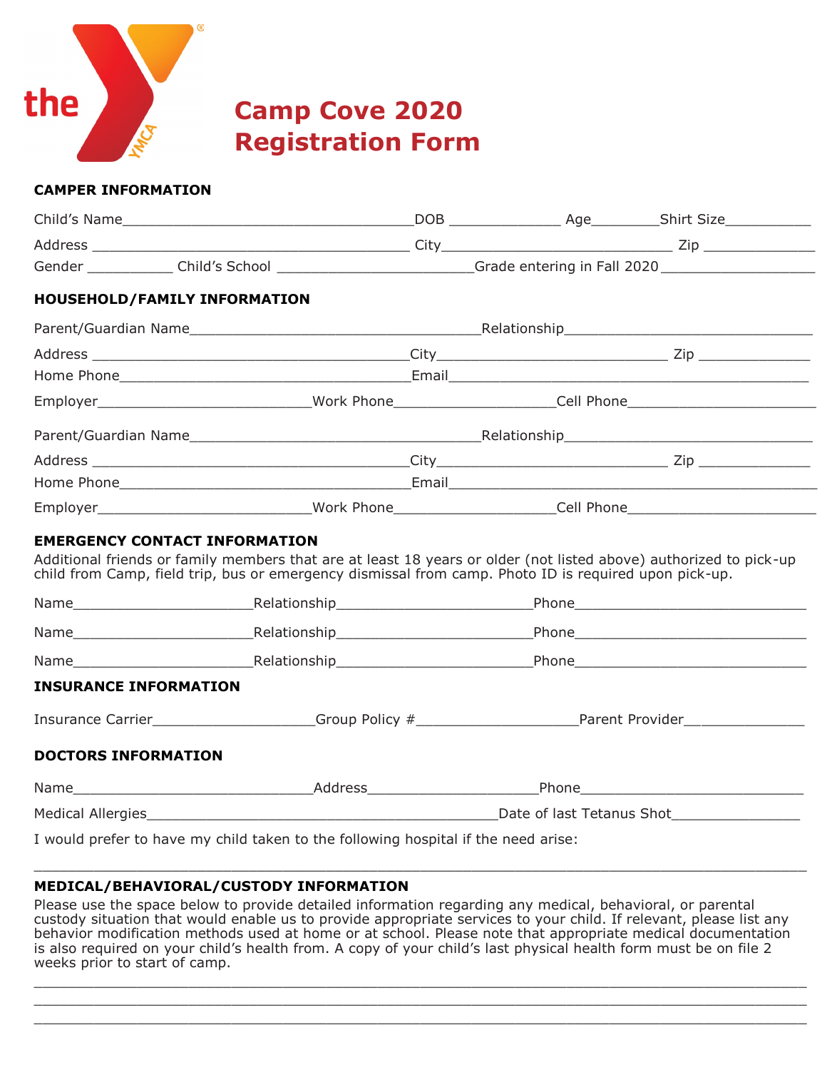# Camp Cove 2020 Registration Form

## CAMPER INFORMATION

Child's Name_________________________________DOB _____________ Age________Shirt Size__________

Address ______________________________________ City___________________________ Zip _____________

Gender __________ Child's School _______________________Grade entering in Fall 2020__________________

## HOUSEHOLD/FAMILY INFORMATION

Parent/Guardian Name___________________________________Relationship______________________________

Address _____________________________________City___________________________ Zip _____________

Home Phone___________________________________Email_____________________________________________

Employer________________________Work Phone__________________Cell Phone______________________

Parent/Guardian Name___________________________________Relationship______________________________

Address _____________________________________City___________________________ Zip _____________

Home Phone___________________________________Email_____________________________________________

Employer________________________Work Phone__________________Cell Phone______________________

## EMERGENCY CONTACT INFORMATION

Additional friends or family members that are at least 18 years or older (not listed above) authorized to pick-up child from Camp, field trip, bus or emergency dismissal from camp. Photo ID is required upon pick-up.

Name_____________________Relationship_______________________Phone____________________________

Name_____________________Relationship_______________________Phone____________________________

Name_____________________Relationship_______________________Phone____________________________

## INSURANCE INFORMATION

Insurance Carrier__________________Group Policy #___________________Parent Provider_____________

## DOCTORS INFORMATION

Name___________________________Address_____________________Phone___________________________

Medical Allergies__________________________________________Date of last Tetanus Shot________________

I would prefer to have my child taken to the following hospital if the need arise:

_____________________________________________________________________________________________

## MEDICAL/BEHAVIORAL/CUSTODY INFORMATION

Please use the space below to provide detailed information regarding any medical, behavioral, or parental custody situation that would enable us to provide appropriate services to your child. If relevant, please list any behavior modification methods used at home or at school. Please note that appropriate medical documentation is also required on your child's health from. A copy of your child's last physical health form must be on file 2 weeks prior to start of camp.

_____________________________________________________________________________________________

_____________________________________________________________________________________________

_____________________________________________________________________________________________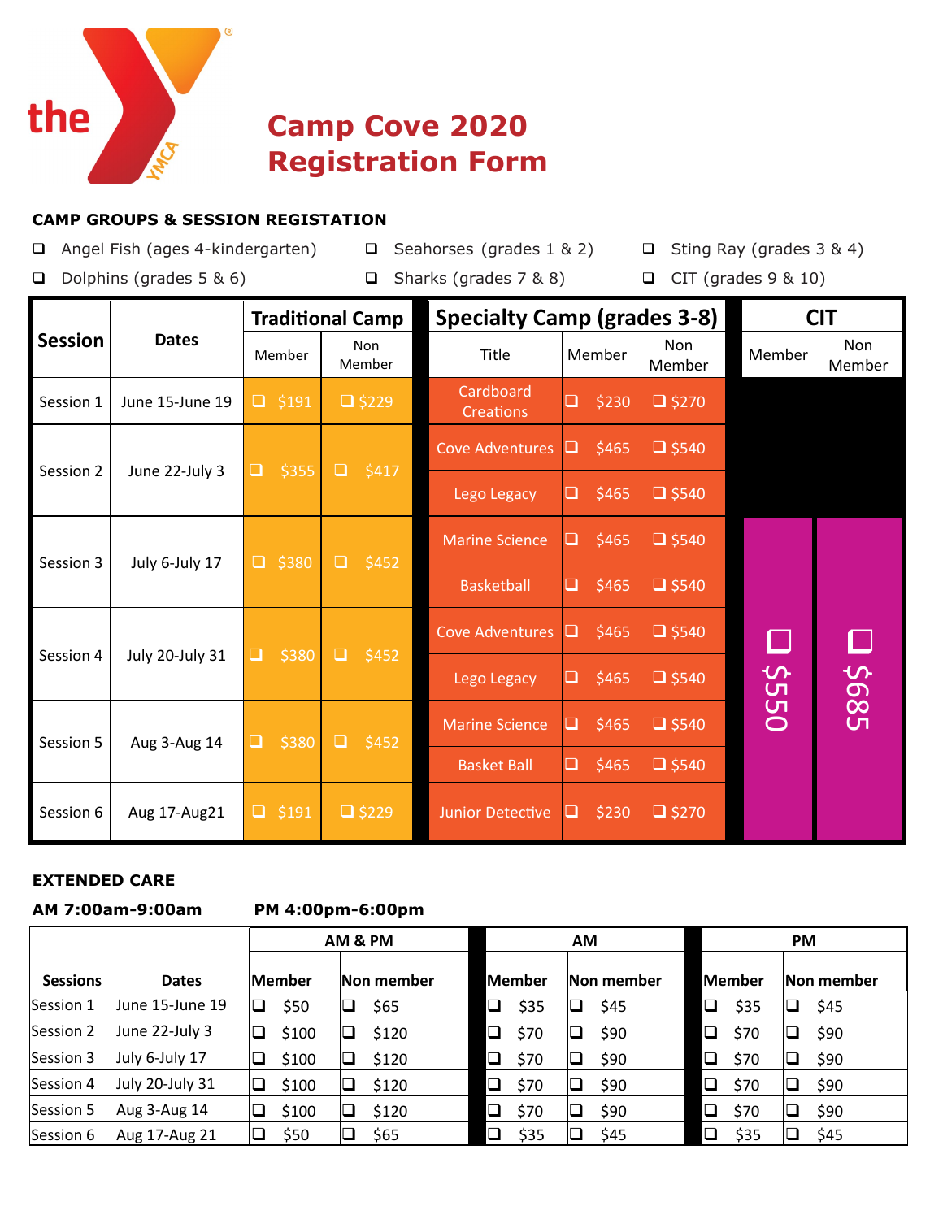the YMCA

# Camp Cove 2020 Registration Form

### CAMP GROUPS & SESSION REGISTATION

- ❑ Angel Fish (ages 4-kindergarten)
- ❑ Seahorses (grades 1 & 2)
- ❑ Sting Ray (grades 3 & 4)
- ❑ Dolphins (grades 5 & 6)
- ❑ Sharks (grades 7 & 8)
- ❑ CIT (grades 9 & 10)

| Session | Dates | Traditional Camp | | Specialty Camp (grades 3-8) | | | CIT | |
|---|---|---|---|---|---|---|---|---|
| | | Member | Non Member | Title | Member | Non Member | Member | Non Member |
| Session 1 | June 15-June 19 | ❑ $191 | ❑ $229 | Cardboard Creations | ❑ $230 | ❑ $270 | | |
| Session 2 | June 22-July 3 | ❑ $355 | ❑ $417 | Cove Adventures | ❑ $465 | ❑ $540 | | |
| | | | | Lego Legacy | ❑ $465 | ❑ $540 | | |
| Session 3 | July 6-July 17 | ❑ $380 | ❑ $452 | Marine Science | ❑ $465 | ❑ $540 | ❑ $550 | ❑ $685 |
| | | | | Basketball | ❑ $465 | ❑ $540 | | |
| Session 4 | July 20-July 31 | ❑ $380 | ❑ $452 | Cove Adventures | ❑ $465 | ❑ $540 | | |
| | | | | Lego Legacy | ❑ $465 | ❑ $540 | | |
| Session 5 | Aug 3-Aug 14 | ❑ $380 | ❑ $452 | Marine Science | ❑ $465 | ❑ $540 | | |
| | | | | Basket Ball | ❑ $465 | ❑ $540 | | |
| Session 6 | Aug 17-Aug21 | ❑ $191 | ❑ $229 | Junior Detective | ❑ $230 | ❑ $270 | | |

### EXTENDED CARE

**AM 7:00am-9:00am** **PM 4:00pm-6:00pm**

| Sessions | Dates | AM & PM | | AM | | PM | |
|---|---|---|---|---|---|---|---|
| | | Member | Non member | Member | Non member | Member | Non member |
| Session 1 | June 15-June 19 | ❑ $50 | ❑ $65 | ❑ $35 | ❑ $45 | ❑ $35 | ❑ $45 |
| Session 2 | June 22-July 3 | ❑ $100 | ❑ $120 | ❑ $70 | ❑ $90 | ❑ $70 | ❑ $90 |
| Session 3 | July 6-July 17 | ❑ $100 | ❑ $120 | ❑ $70 | ❑ $90 | ❑ $70 | ❑ $90 |
| Session 4 | July 20-July 31 | ❑ $100 | ❑ $120 | ❑ $70 | ❑ $90 | ❑ $70 | ❑ $90 |
| Session 5 | Aug 3-Aug 14 | ❑ $100 | ❑ $120 | ❑ $70 | ❑ $90 | ❑ $70 | ❑ $90 |
| Session 6 | Aug 17-Aug 21 | ❑ $50 | ❑ $65 | ❑ $35 | ❑ $45 | ❑ $35 | ❑ $45 |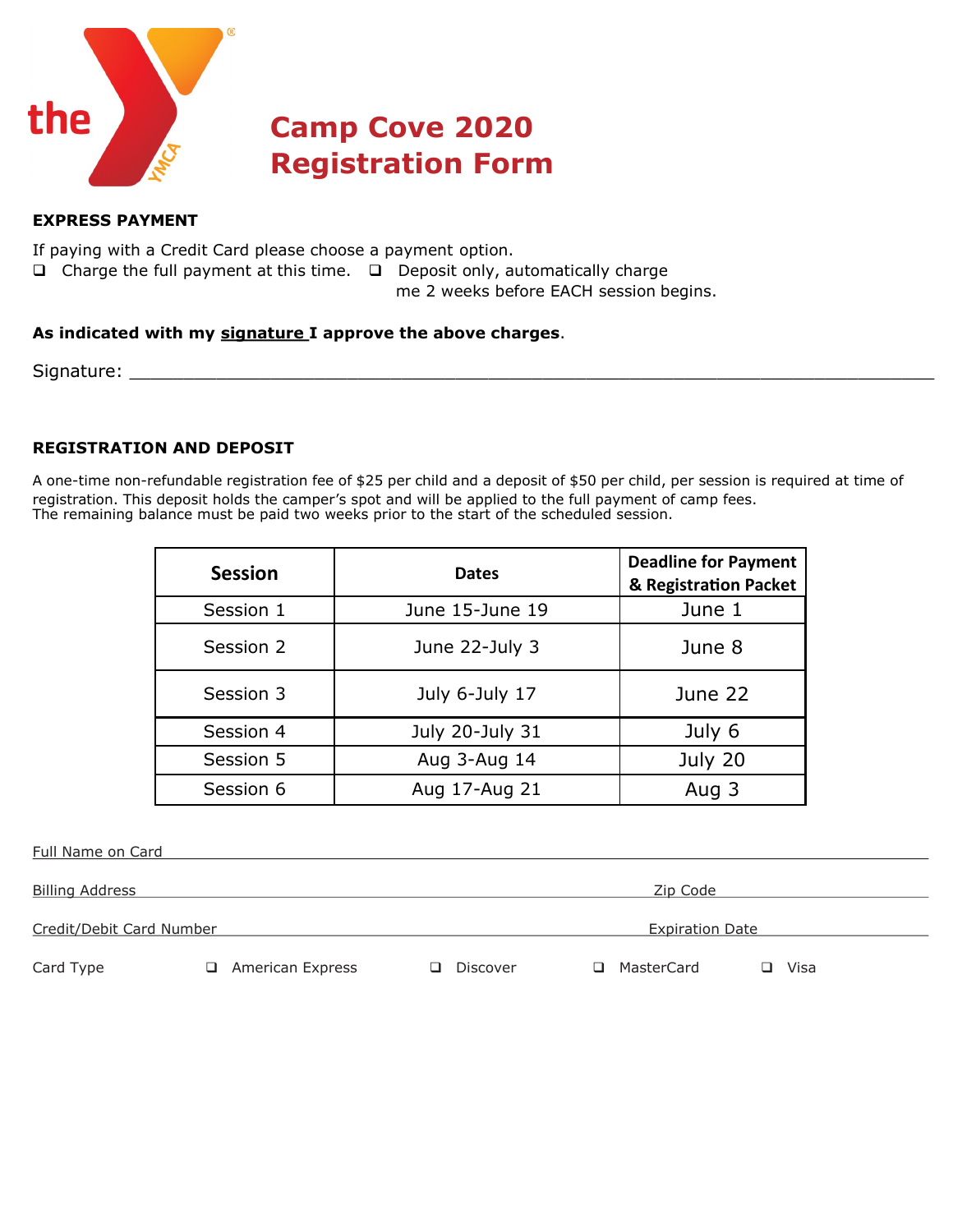# Camp Cove 2020 Registration Form

**EXPRESS PAYMENT**

If paying with a Credit Card please choose a payment option.

❑ Charge the full payment at this time. ❑ Deposit only, automatically charge me 2 weeks before EACH session begins.

**As indicated with my signature I approve the above charges**.

Signature: ___________________________________________________________________________

**REGISTRATION AND DEPOSIT**

A one-time non-refundable registration fee of $25 per child and a deposit of $50 per child, per session is required at time of registration. This deposit holds the camper's spot and will be applied to the full payment of camp fees.
The remaining balance must be paid two weeks prior to the start of the scheduled session.

| Session | Dates | Deadline for Payment & Registration Packet |
|---|---|---|
| Session 1 | June 15-June 19 | June 1 |
| Session 2 | June 22-July 3 | June 8 |
| Session 3 | July 6-July 17 | June 22 |
| Session 4 | July 20-July 31 | July 6 |
| Session 5 | Aug 3-Aug 14 | July 20 |
| Session 6 | Aug 17-Aug 21 | Aug 3 |

Full Name on Card ___________________________________________________________________________

Billing Address ___________________________________________ Zip Code ___________________

Credit/Debit Card Number ___________________________________ Expiration Date ______________

Card Type ❑ American Express ❑ Discover ❑ MasterCard ❑ Visa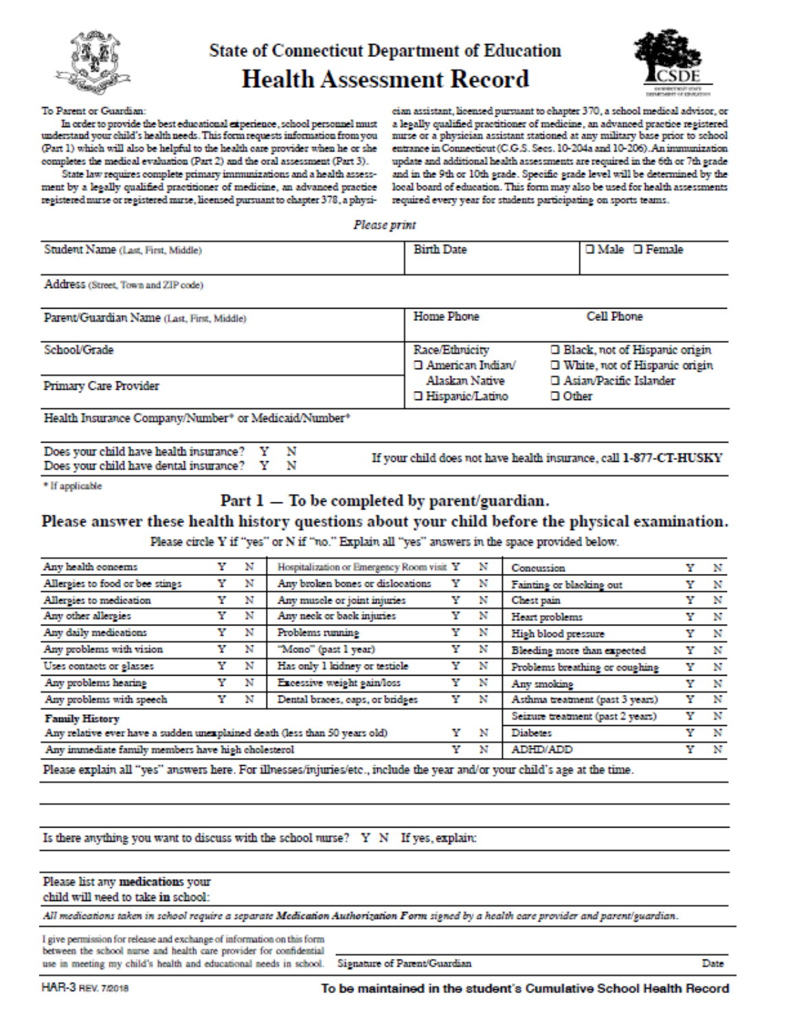# State of Connecticut Department of Education

## Health Assessment Record

To Parent or Guardian:

In order to provide the best educational experience, school personnel must understand your child's health needs. This form requests information from you (Part 1) which will also be helpful to the health care provider when he or she completes the medical evaluation (Part 2) and the oral assessment (Part 3).

State law requires complete primary immunizations and a health assessment by a legally qualified practitioner of medicine, an advanced practice registered nurse or registered nurse, licensed pursuant to chapter 378, a physician assistant, licensed pursuant to chapter 370, a school medical advisor, or a legally qualified practitioner of medicine, an advanced practice registered nurse or a physician assistant stationed at any military base prior to school entrance in Connecticut (C.G.S. Secs. 10-204a and 10-206). An immunization update and additional health assessments are required in the 6th or 7th grade and in the 9th or 10th grade. Specific grade level will be determined by the local board of education. This form may also be used for health assessments required every year for students participating on sports teams.

*Please print*

| Student Name (Last, First, Middle) | Birth Date | ❑ Male ❑ Female |
|---|---|---|
| Address (Street, Town and ZIP code) | | |
| Parent/Guardian Name (Last, First, Middle) | Home Phone | Cell Phone |
| School/Grade | Race/Ethnicity ❑ American Indian/ Alaskan Native ❑ Hispanic/Latino | ❑ Black, not of Hispanic origin ❑ White, not of Hispanic origin ❑ Asian/Pacific Islander ❑ Other |
| Primary Care Provider | | |
| Health Insurance Company/Number* or Medicaid/Number* | | |

Does your child have health insurance? Y N
Does your child have dental insurance? Y N

If your child does not have health insurance, call **1-877-CT-HUSKY**

\* If applicable

## Part 1 — To be completed by parent/guardian.

### Please answer these health history questions about your child before the physical examination.

Please circle Y if "yes" or N if "no." Explain all "yes" answers in the space provided below.

| | | | | | | | | |
|---|---|---|---|---|---|---|---|---|
| Any health concerns | Y | N | Hospitalization or Emergency Room visit | Y | N | Concussion | Y | N |
| Allergies to food or bee stings | Y | N | Any broken bones or dislocations | Y | N | Fainting or blacking out | Y | N |
| Allergies to medication | Y | N | Any muscle or joint injuries | Y | N | Chest pain | Y | N |
| Any other allergies | Y | N | Any neck or back injuries | Y | N | Heart problems | Y | N |
| Any daily medications | Y | N | Problems running | Y | N | High blood pressure | Y | N |
| Any problems with vision | Y | N | "Mono" (past 1 year) | Y | N | Bleeding more than expected | Y | N |
| Uses contacts or glasses | Y | N | Has only 1 kidney or testicle | Y | N | Problems breathing or coughing | Y | N |
| Any problems hearing | Y | N | Excessive weight gain/loss | Y | N | Any smoking | Y | N |
| Any problems with speech | Y | N | Dental braces, caps, or bridges | Y | N | Asthma treatment (past 3 years) | Y | N |
| **Family History** | | | | | | Seizure treatment (past 2 years) | Y | N |
| Any relative ever have a sudden unexplained death (less than 50 years old) | | | | Y | N | Diabetes | Y | N |
| Any immediate family members have high cholesterol | | | | Y | N | ADHD/ADD | Y | N |

Please explain all "yes" answers here. For illnesses/injuries/etc., include the year and/or your child's age at the time.

Is there anything you want to discuss with the school nurse? Y N If yes, explain:

Please list any **medications** your child will need to take **in** school:

*All medications taken in school require a separate* ***Medication Authorization Form*** *signed by a health care provider and parent/guardian.*

I give permission for release and exchange of information on this form between the school nurse and health care provider for confidential use in meeting my child's health and educational needs in school.

Signature of Parent/Guardian Date

HAR-3 REV. 7/2018

**To be maintained in the student's Cumulative School Health Record**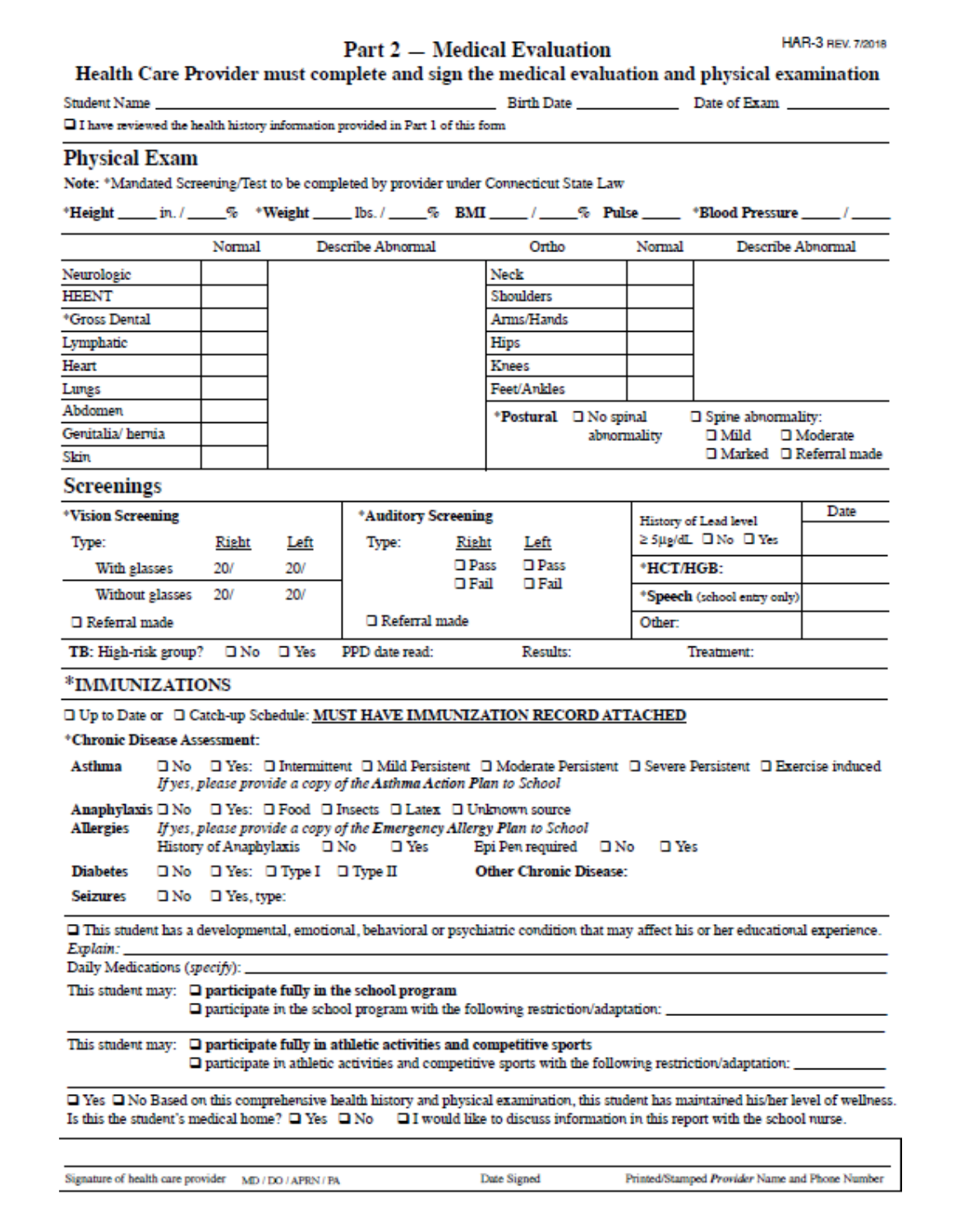HAR-3 REV. 7/2018

# Part 2 — Medical Evaluation

## Health Care Provider must complete and sign the medical evaluation and physical examination

Student Name ______________________________ Birth Date ____________ Date of Exam ____________

❑ I have reviewed the health history information provided in Part 1 of this form

## Physical Exam

**Note:** *Mandated Screening/Test to be completed by provider under Connecticut State Law

***Height** _____ in. / _____% ***Weight** _____ lbs. / _____% **BMI** _____ / _____% **Pulse** _____ ***Blood Pressure** _____ / _____

| | Normal | Describe Abnormal | Ortho | Normal | Describe Abnormal |
|---|---|---|---|---|---|
| Neurologic | | | Neck | | |
| HEENT | | | Shoulders | | |
| *Gross Dental | | | Arms/Hands | | |
| Lymphatic | | | Hips | | |
| Heart | | | Knees | | |
| Lungs | | | Feet/Ankles | | |
| Abdomen | | | ***Postural** ❑ No spinal abnormality | ❑ Spine abnormality: ❑ Mild ❑ Moderate ❑ Marked ❑ Referral made | |
| Genitalia/ hernia | | | | | |
| Skin | | | | | |

## Screenings

| *Vision Screening | | | *Auditory Screening | | | | Date |
|---|---|---|---|---|---|---|---|
| Type: | Right | Left | Type: | Right | Left | History of Lead level ≥ 5μg/dL ❑ No ❑ Yes | |
| With glasses | 20/ | 20/ | | ❑ Pass ❑ Fail | ❑ Pass ❑ Fail | *HCT/HGB: | |
| Without glasses | 20/ | 20/ | | | | *Speech (school entry only) | |
| ❑ Referral made | | | ❑ Referral made | | | Other: | |

TB: High-risk group? ❑ No ❑ Yes PPD date read: Results: Treatment:

## *IMMUNIZATIONS

❑ Up to Date or ❑ Catch-up Schedule: **MUST HAVE IMMUNIZATION RECORD ATTACHED**

***Chronic Disease Assessment:**

**Asthma** ❑ No ❑ Yes: ❑ Intermittent ❑ Mild Persistent ❑ Moderate Persistent ❑ Severe Persistent ❑ Exercise induced
*If yes, please provide a copy of the **Asthma Action Plan** to School*

**Anaphylaxis Allergies** ❑ No ❑ Yes: ❑ Food ❑ Insects ❑ Latex ❑ Unknown source
*If yes, please provide a copy of the **Emergency Allergy Plan** to School*
History of Anaphylaxis ❑ No ❑ Yes Epi Pen required ❑ No ❑ Yes

**Diabetes** ❑ No ❑ Yes: ❑ Type I ❑ Type II **Other Chronic Disease:**

**Seizures** ❑ No ❑ Yes, type:

❑ This student has a developmental, emotional, behavioral or psychiatric condition that may affect his or her educational experience.
*Explain:* ______________________________

Daily Medications (*specify*): ______________________________

This student may: ❑ **participate fully in the school program**
❑ participate in the school program with the following restriction/adaptation: ______________________________

This student may: ❑ **participate fully in athletic activities and competitive sports**
❑ participate in athletic activities and competitive sports with the following restriction/adaptation: ______________________________

❑ Yes ❑ No Based on this comprehensive health history and physical examination, this student has maintained his/her level of wellness.
Is this the student's medical home? ❑ Yes ❑ No ❑ I would like to discuss information in this report with the school nurse.

Signature of health care provider MD / DO / APRN / PA | Date Signed | Printed/Stamped *Provider* Name and Phone Number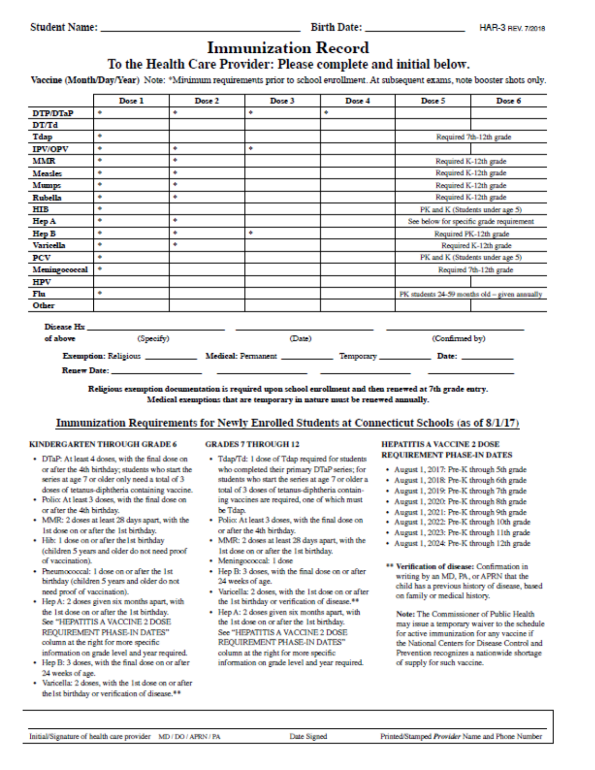Student Name: ______________________ Birth Date: ______________ HAR-3 REV. 7/2018

# Immunization Record

## To the Health Care Provider: Please complete and initial below.

**Vaccine (Month/Day/Year)** Note: *Minimum requirements prior to school enrollment. At subsequent exams, note booster shots only.

| | Dose 1 | Dose 2 | Dose 3 | Dose 4 | Dose 5 | Dose 6 |
|---|---|---|---|---|---|---|
| **DTP/DTaP** | * | * | * | * | | |
| **DT/Td** | | | | | | |
| **Tdap** | * | | | | Required 7th-12th grade | |
| **IPV/OPV** | * | * | * | | | |
| **MMR** | * | * | | | Required K-12th grade | |
| **Measles** | * | * | | | Required K-12th grade | |
| **Mumps** | * | * | | | Required K-12th grade | |
| **Rubella** | * | * | | | Required K-12th grade | |
| **HIB** | * | | | | PK and K (Students under age 5) | |
| **Hep A** | * | * | | | See below for specific grade requirement | |
| **Hep B** | * | * | * | | Required PK-12th grade | |
| **Varicella** | * | * | | | Required K-12th grade | |
| **PCV** | * | | | | PK and K (Students under age 5) | |
| **Meningococcal** | * | | | | Required 7th-12th grade | |
| **HPV** | | | | | | |
| **Flu** | * | | | | PK students 24-59 months old – given annually | |
| **Other** | | | | | | |

**Disease Hx of above** ______________ (Specify) ______________ (Date) ______________ (Confirmed by)

**Exemption:** Religious ________ **Medical:** Permanent ________ Temporary ________ **Date:** ________

**Renew Date:** ________ ________ ________ ________

**Religious exemption documentation is required upon school enrollment and then renewed at 7th grade entry. Medical exemptions that are temporary in nature must be renewed annually.**

## Immunization Requirements for Newly Enrolled Students at Connecticut Schools (as of 8/1/17)

### KINDERGARTEN THROUGH GRADE 6

- DTaP: At least 4 doses, with the final dose on or after the 4th birthday; students who start the series at age 7 or older only need a total of 3 doses of tetanus-diphtheria containing vaccine.
- Polio: At least 3 doses, with the final dose on or after the 4th birthday.
- MMR: 2 doses at least 28 days apart, with the 1st dose on or after the 1st birthday.
- Hib: 1 dose on or after the1st birthday (children 5 years and older do not need proof of vaccination).
- Pneumococcal: 1 dose on or after the 1st birthday (children 5 years and older do not need proof of vaccination).
- Hep A: 2 doses given six months apart, with the 1st dose on or after the 1st birthday. See "HEPATITIS A VACCINE 2 DOSE REQUIREMENT PHASE-IN DATES" column at the right for more specific information on grade level and year required.
- Hep B: 3 doses, with the final dose on or after 24 weeks of age.
- Varicella: 2 doses, with the 1st dose on or after the1st birthday or verification of disease.**

### GRADES 7 THROUGH 12

- Tdap/Td: 1 dose of Tdap required for students who completed their primary DTaP series; for students who start the series at age 7 or older a total of 3 doses of tetanus-diphtheria containing vaccines are required, one of which must be Tdap.
- Polio: At least 3 doses, with the final dose on or after the 4th birthday.
- MMR: 2 doses at least 28 days apart, with the 1st dose on or after the 1st birthday.
- Meningococcal: 1 dose
- Hep B: 3 doses, with the final dose on or after 24 weeks of age.
- Varicella: 2 doses, with the 1st dose on or after the 1st birthday or verification of disease.**
- Hep A: 2 doses given six months apart, with the 1st dose on or after the 1st birthday. See "HEPATITIS A VACCINE 2 DOSE REQUIREMENT PHASE-IN DATES" column at the right for more specific information on grade level and year required.

### HEPATITIS A VACCINE 2 DOSE REQUIREMENT PHASE-IN DATES

- August 1, 2017: Pre-K through 5th grade
- August 1, 2018: Pre-K through 6th grade
- August 1, 2019: Pre-K through 7th grade
- August 1, 2020: Pre-K through 8th grade
- August 1, 2021: Pre-K through 9th grade
- August 1, 2022: Pre-K through 10th grade
- August 1, 2023: Pre-K through 11th grade
- August 1, 2024: Pre-K through 12th grade

** **Verification of disease:** Confirmation in writing by an MD, PA, or APRN that the child has a previous history of disease, based on family or medical history.

**Note:** The Commissioner of Public Health may issue a temporary waiver to the schedule for active immunization for any vaccine if the National Centers for Disease Control and Prevention recognizes a nationwide shortage of supply for such vaccine.

Initial/Signature of health care provider MD / DO / APRN / PA | Date Signed | Printed/Stamped *Provider* Name and Phone Number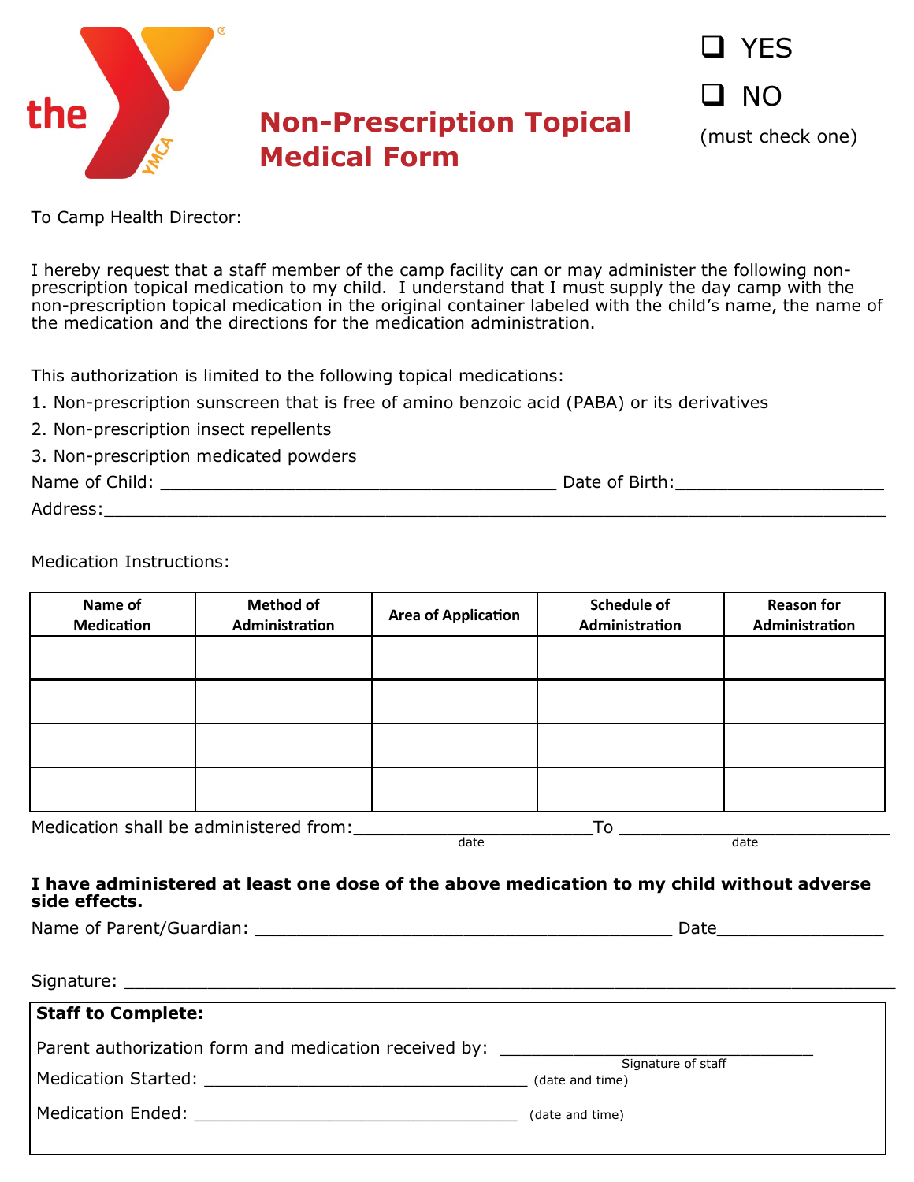# Non-Prescription Topical Medical Form

☐ YES

☐ NO

(must check one)

To Camp Health Director:

I hereby request that a staff member of the camp facility can or may administer the following non-prescription topical medication to my child. I understand that I must supply the day camp with the non-prescription topical medication in the original container labeled with the child's name, the name of the medication and the directions for the medication administration.

This authorization is limited to the following topical medications:

1. Non-prescription sunscreen that is free of amino benzoic acid (PABA) or its derivatives
2. Non-prescription insect repellents
3. Non-prescription medicated powders

Name of Child: ________________________________________ Date of Birth:_____________________

Address:_________________________________________________________________________________

Medication Instructions:

| Name of Medication | Method of Administration | Area of Application | Schedule of Administration | Reason for Administration |
|---|---|---|---|---|
| | | | | |
| | | | | |
| | | | | |
| | | | | |

Medication shall be administered from:________________________ To ____________________________
date date

**I have administered at least one dose of the above medication to my child without adverse side effects.**

Name of Parent/Guardian: __________________________________________ Date_________________

Signature: ______________________________________________________________________________

**Staff to Complete:**

Parent authorization form and medication received by: _______________________________
Signature of staff

Medication Started: _________________________________ (date and time)

Medication Ended: _________________________________ (date and time)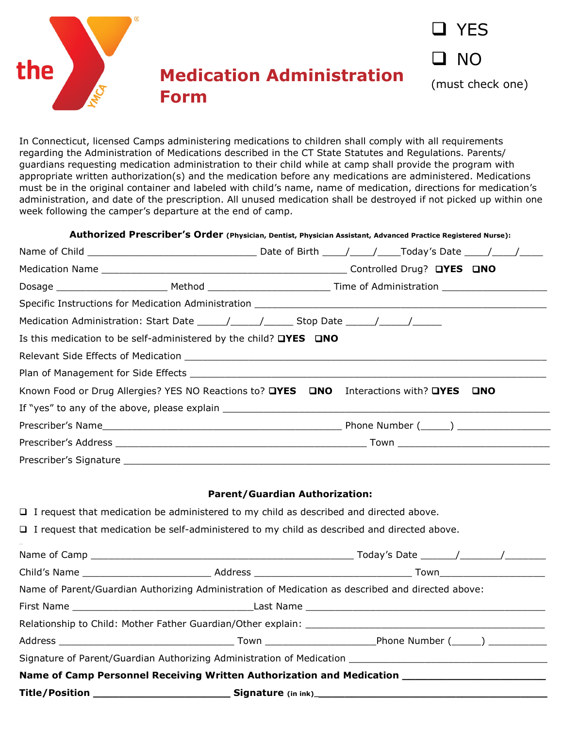the YMCA

# Medication Administration Form

❑ YES

❑ NO

(must check one)

In Connecticut, licensed Camps administering medications to children shall comply with all requirements regarding the Administration of Medications described in the CT State Statutes and Regulations. Parents/ guardians requesting medication administration to their child while at camp shall provide the program with appropriate written authorization(s) and the medication before any medications are administered. Medications must be in the original container and labeled with child's name, name of medication, directions for medication's administration, and date of the prescription. All unused medication shall be destroyed if not picked up within one week following the camper's departure at the end of camp.

**Authorized Prescriber's Order (Physician, Dentist, Physician Assistant, Advanced Practice Registered Nurse):**

Name of Child ______________________________ Date of Birth ____/____/____Today's Date ____/____/____

Medication Name ____________________________________________ Controlled Drug? **❑YES ❑NO**

Dosage ____________________ Method ______________________ Time of Administration __________________

Specific Instructions for Medication Administration ____________________________________________________

Medication Administration: Start Date _____/_____/_____ Stop Date _____/_____/_____

Is this medication to be self-administered by the child? **❑YES ❑NO**

Relevant Side Effects of Medication __________________________________________________________

Plan of Management for Side Effects __________________________________________________________

Known Food or Drug Allergies? YES NO Reactions to? **❑YES ❑NO** Interactions with? **❑YES ❑NO**

If "yes" to any of the above, please explain ______________________________________________________

Prescriber's Name____________________________________________ Phone Number (_____) ________________

Prescriber's Address ______________________________________________ Town __________________________

Prescriber's Signature _________________________________________________________________________

**Parent/Guardian Authorization:**

❑ I request that medication be administered to my child as described and directed above.

❑ I request that medication be self-administered to my child as described and directed above.

Name of Camp _________________________________________________ Today's Date ______/_______/_______

Child's Name ________________________ Address _____________________________ Town___________________

Name of Parent/Guardian Authorizing Administration of Medication as described and directed above:

First Name _________________________________Last Name _____________________________________________

Relationship to Child: Mother Father Guardian/Other explain: ___________________________________________

Address ________________________________ Town ___________________Phone Number (_____) __________

Signature of Parent/Guardian Authorizing Administration of Medication _____________________________________

**Name of Camp Personnel Receiving Written Authorization and Medication _______________________**

**Title/Position ______________________ Signature (in ink)_____________________________________**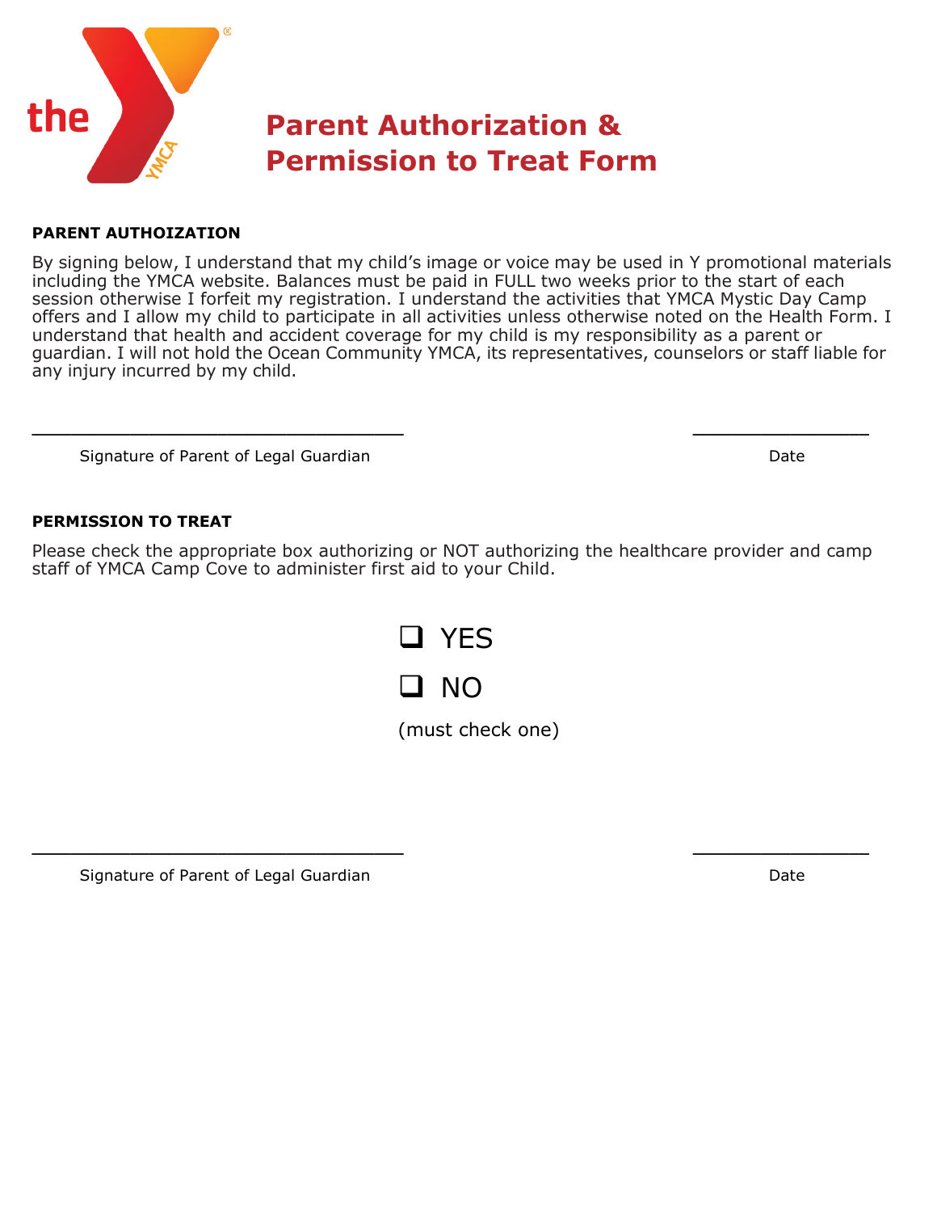# Parent Authorization & Permission to Treat Form

**PARENT AUTHOIZATION**

By signing below, I understand that my child's image or voice may be used in Y promotional materials including the YMCA website. Balances must be paid in FULL two weeks prior to the start of each session otherwise I forfeit my registration. I understand the activities that YMCA Mystic Day Camp offers and I allow my child to participate in all activities unless otherwise noted on the Health Form. I understand that health and accident coverage for my child is my responsibility as a parent or guardian. I will not hold the Ocean Community YMCA, its representatives, counselors or staff liable for any injury incurred by my child.

\_\_\_\_\_\_\_\_\_\_\_\_\_\_\_\_\_\_\_\_\_\_\_\_\_\_\_\_\_\_\_\_\_\_\_\_ \_\_\_\_\_\_\_\_\_\_\_\_\_\_\_\_\_

Signature of Parent of Legal Guardian Date

**PERMISSION TO TREAT**

Please check the appropriate box authorizing or NOT authorizing the healthcare provider and camp staff of YMCA Camp Cove to administer first aid to your Child.

- ❑ YES
- ❑ NO

(must check one)

\_\_\_\_\_\_\_\_\_\_\_\_\_\_\_\_\_\_\_\_\_\_\_\_\_\_\_\_\_\_\_\_\_\_\_\_ \_\_\_\_\_\_\_\_\_\_\_\_\_\_\_\_\_

Signature of Parent of Legal Guardian Date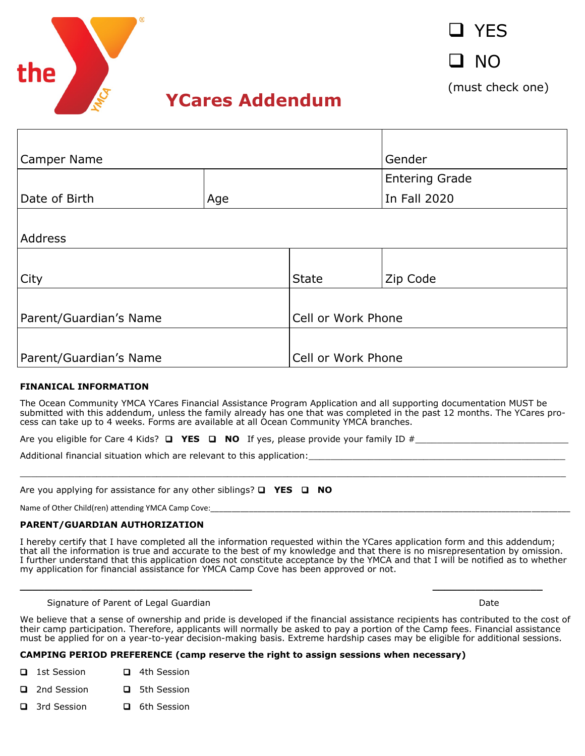the YMCA

- ☐ YES
- ☐ NO

(must check one)

# YCares Addendum

| Camper Name | | Gender |
|---|---|---|
| Date of Birth | Age | Entering Grade In Fall 2020 |
| Address | | |
| City | State | Zip Code |
| Parent/Guardian's Name | Cell or Work Phone | |
| Parent/Guardian's Name | Cell or Work Phone | |

**FINANICAL INFORMATION**

The Ocean Community YMCA YCares Financial Assistance Program Application and all supporting documentation MUST be submitted with this addendum, unless the family already has one that was completed in the past 12 months. The YCares process can take up to 4 weeks. Forms are available at all Ocean Community YMCA branches.

Are you eligible for Care 4 Kids? ☐ **YES** ☐ **NO** If yes, please provide your family ID #______________________________

Additional financial situation which are relevant to this application:________________________________________________

__________________________________________________________________________________________________

Are you applying for assistance for any other siblings? ☐ **YES** ☐ **NO**

Name of Other Child(ren) attending YMCA Camp Cove:________________________________________________________________

**PARENT/GUARDIAN AUTHORIZATION**

I hereby certify that I have completed all the information requested within the YCares application form and this addendum; that all the information is true and accurate to the best of my knowledge and that there is no misrepresentation by omission. I further understand that this application does not constitute acceptance by the YMCA and that I will be notified as to whether my application for financial assistance for YMCA Camp Cove has been approved or not.

_________________________________________ ____________________

Signature of Parent of Legal Guardian Date

We believe that a sense of ownership and pride is developed if the financial assistance recipients has contributed to the cost of their camp participation. Therefore, applicants will normally be asked to pay a portion of the Camp fees. Financial assistance must be applied for on a year-to-year decision-making basis. Extreme hardship cases may be eligible for additional sessions.

**CAMPING PERIOD PREFERENCE (camp reserve the right to assign sessions when necessary)**

- ☐ 1st Session
- ☐ 2nd Session
- ☐ 3rd Session
- ☐ 4th Session
- ☐ 5th Session
- ☐ 6th Session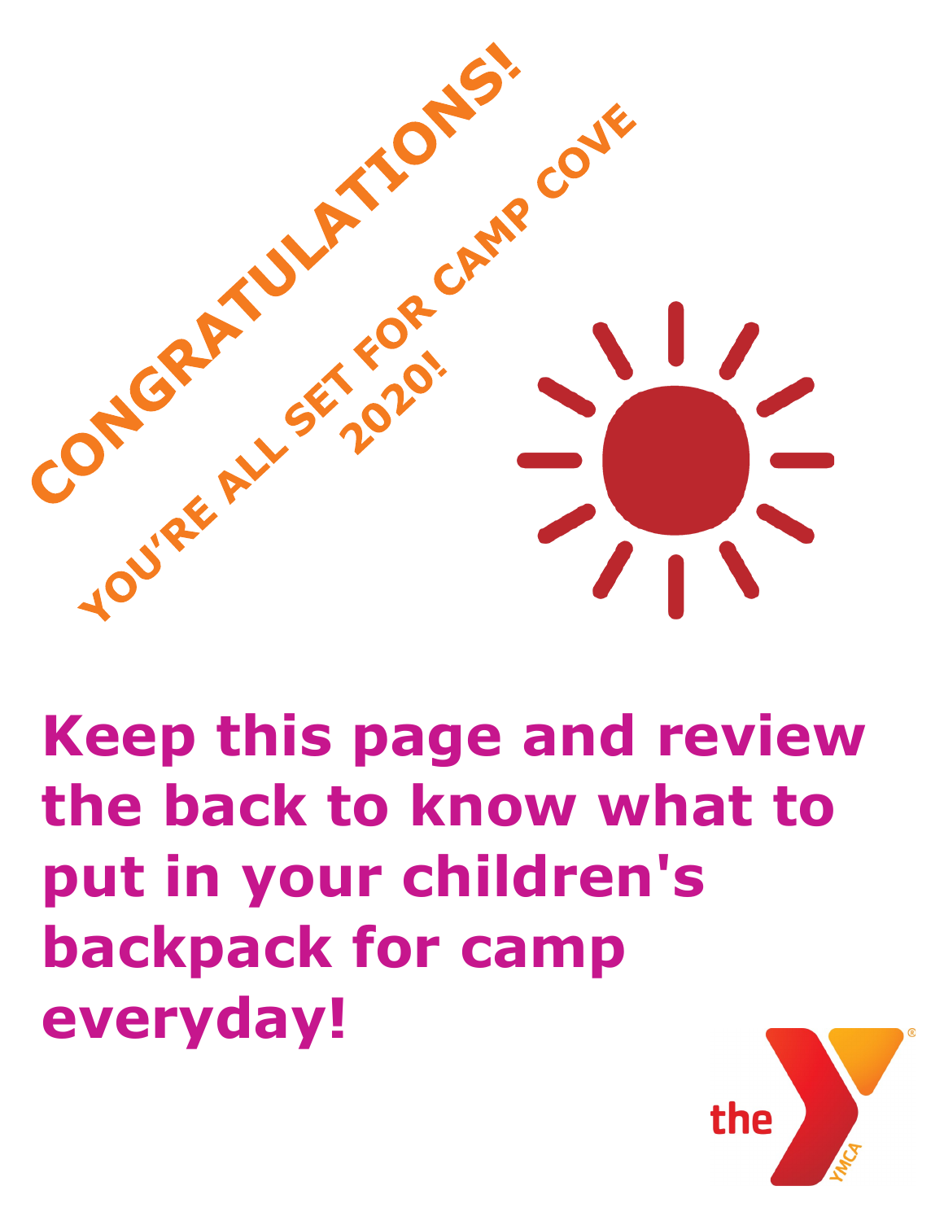# CONGRATULATIONS!

## YOU'RE ALL SET FOR CAMP COVE 2020!

**Keep this page and review the back to know what to put in your children's backpack for camp everyday!**

the YMCA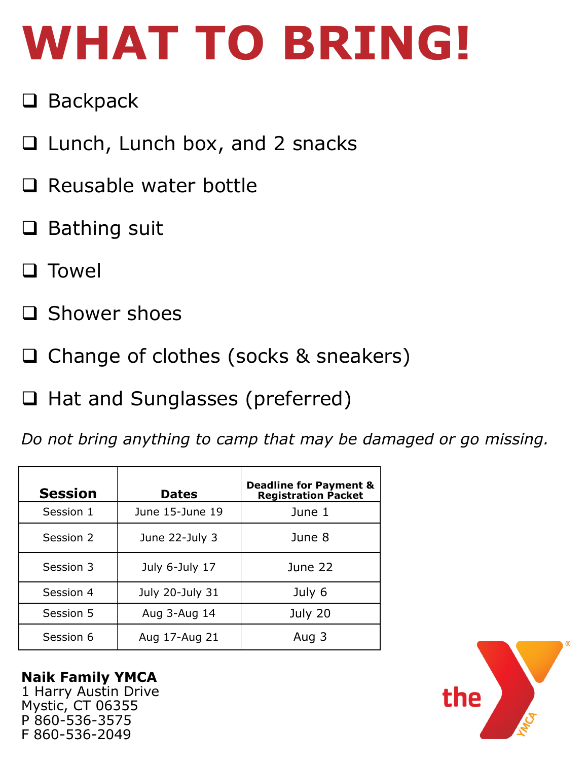# WHAT TO BRING!

- ❑ Backpack
- ❑ Lunch, Lunch box, and 2 snacks
- ❑ Reusable water bottle
- ❑ Bathing suit
- ❑ Towel
- ❑ Shower shoes
- ❑ Change of clothes (socks & sneakers)
- ❑ Hat and Sunglasses (preferred)

*Do not bring anything to camp that may be damaged or go missing.*

| Session | Dates | Deadline for Payment & Registration Packet |
|---|---|---|
| Session 1 | June 15-June 19 | June 1 |
| Session 2 | June 22-July 3 | June 8 |
| Session 3 | July 6-July 17 | June 22 |
| Session 4 | July 20-July 31 | July 6 |
| Session 5 | Aug 3-Aug 14 | July 20 |
| Session 6 | Aug 17-Aug 21 | Aug 3 |

**Naik Family YMCA**
1 Harry Austin Drive
Mystic, CT 06355
P 860-536-3575
F 860-536-2049

the YMCA